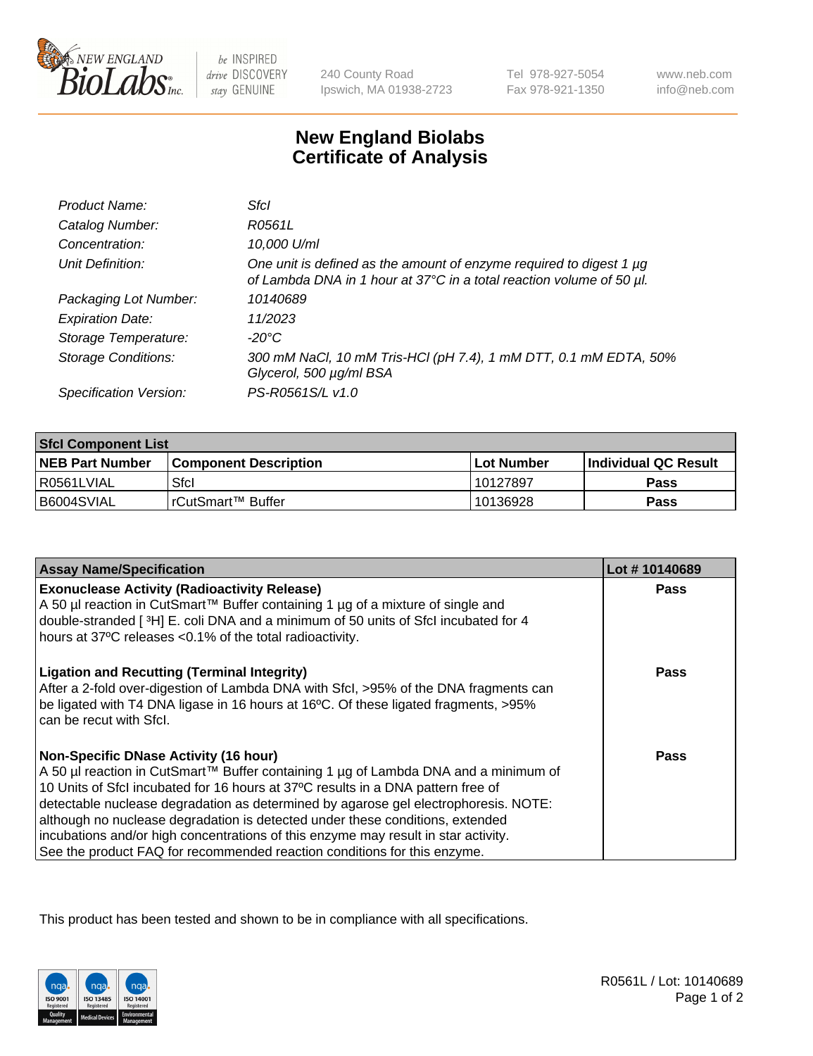New England BioLabs Inc. — be INSPIRED drive DISCOVERY stay GENUINE

240 County Road
Ipswich, MA 01938-2723

Tel 978-927-5054
Fax 978-921-1350

www.neb.com
info@neb.com

# New England Biolabs Certificate of Analysis

| | |
|---|---|
| *Product Name:* | *SfcI* |
| *Catalog Number:* | *R0561L* |
| *Concentration:* | *10,000 U/ml* |
| *Unit Definition:* | *One unit is defined as the amount of enzyme required to digest 1 µg of Lambda DNA in 1 hour at 37°C in a total reaction volume of 50 µl.* |
| *Packaging Lot Number:* | *10140689* |
| *Expiration Date:* | *11/2023* |
| *Storage Temperature:* | *-20°C* |
| *Storage Conditions:* | *300 mM NaCl, 10 mM Tris-HCl (pH 7.4), 1 mM DTT, 0.1 mM EDTA, 50% Glycerol, 500 µg/ml BSA* |
| *Specification Version:* | *PS-R0561S/L v1.0* |

| SfcI Component List | | | |
|---|---|---|---|
| **NEB Part Number** | **Component Description** | **Lot Number** | **Individual QC Result** |
| R0561LVIAL | SfcI | 10127897 | **Pass** |
| B6004SVIAL | rCutSmart™ Buffer | 10136928 | **Pass** |

| Assay Name/Specification | Lot # 10140689 |
|---|---|
| **Exonuclease Activity (Radioactivity Release)** A 50 µl reaction in CutSmart™ Buffer containing 1 µg of a mixture of single and double-stranded [ $^3$H] E. coli DNA and a minimum of 50 units of SfcI incubated for 4 hours at 37ºC releases <0.1% of the total radioactivity. | **Pass** |
| **Ligation and Recutting (Terminal Integrity)** After a 2-fold over-digestion of Lambda DNA with SfcI, >95% of the DNA fragments can be ligated with T4 DNA ligase in 16 hours at 16ºC. Of these ligated fragments, >95% can be recut with SfcI. | **Pass** |
| **Non-Specific DNase Activity (16 hour)** A 50 µl reaction in CutSmart™ Buffer containing 1 µg of Lambda DNA and a minimum of 10 Units of SfcI incubated for 16 hours at 37ºC results in a DNA pattern free of detectable nuclease degradation as determined by agarose gel electrophoresis. NOTE: although no nuclease degradation is detected under these conditions, extended incubations and/or high concentrations of this enzyme may result in star activity. See the product FAQ for recommended reaction conditions for this enzyme. | **Pass** |

This product has been tested and shown to be in compliance with all specifications.

R0561L / Lot: 10140689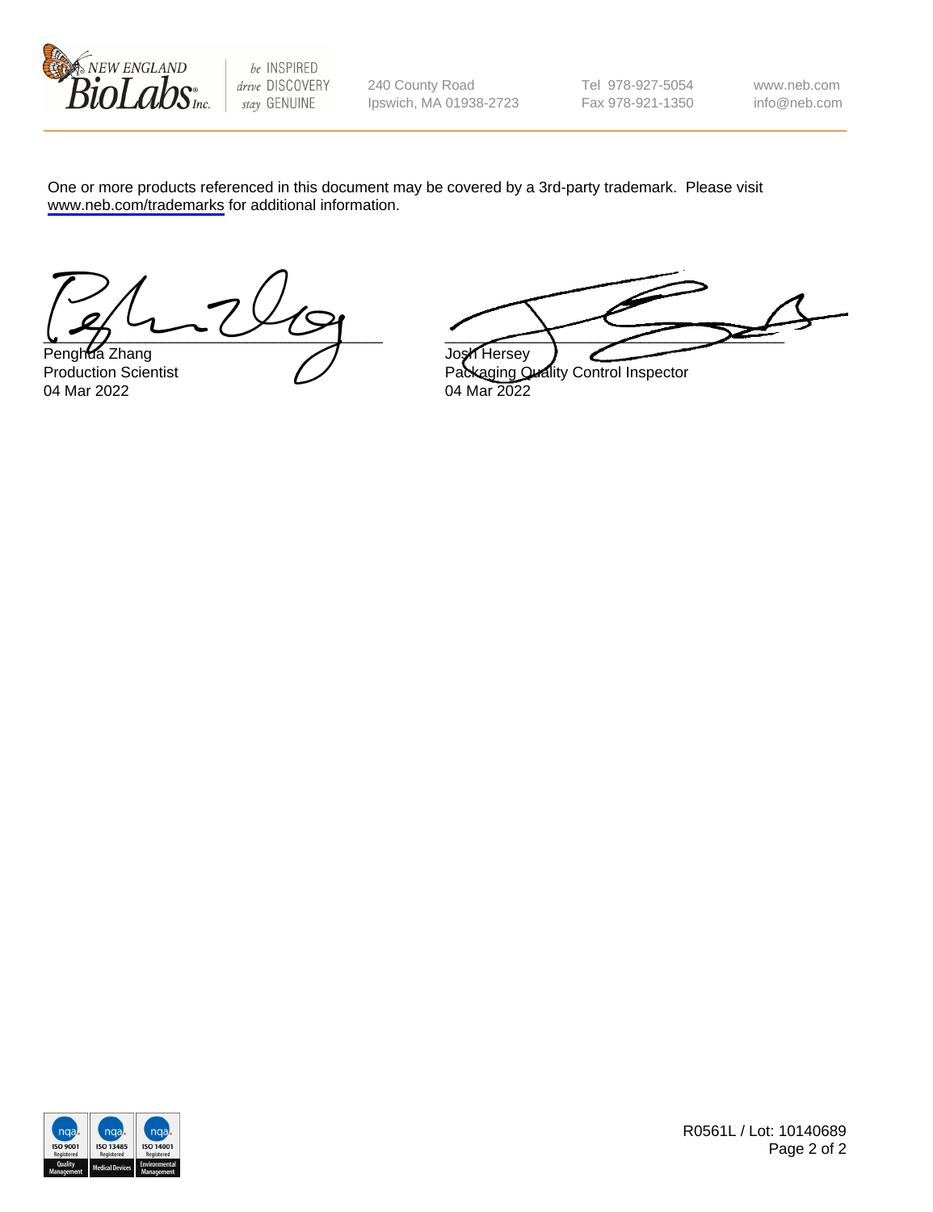One or more products referenced in this document may be covered by a 3rd-party trademark. Please visit www.neb.com/trademarks for additional information.

Penghua Zhang
Production Scientist
04 Mar 2022

Josh Hersey
Packaging Quality Control Inspector
04 Mar 2022

R0561L / Lot: 10140689